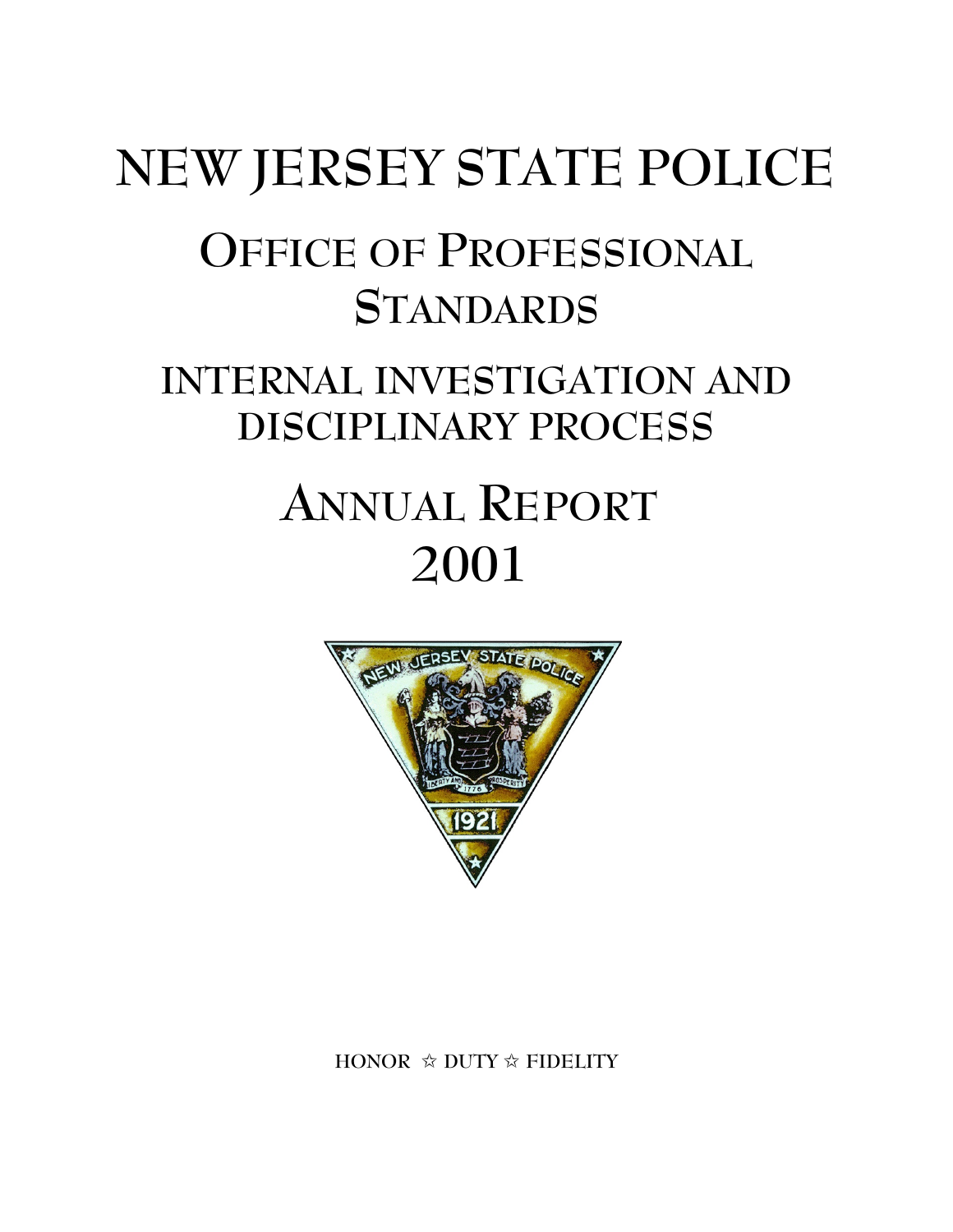# NEW JERSEY STATE POLICE

## OFFICE OF PROFESSIONAL STANDARDS

## INTERNAL INVESTIGATION AND DISCIPLINARY PROCESS

## ANNUAL REPORT 2001

HONOR ☆ DUTY ☆ FIDELITY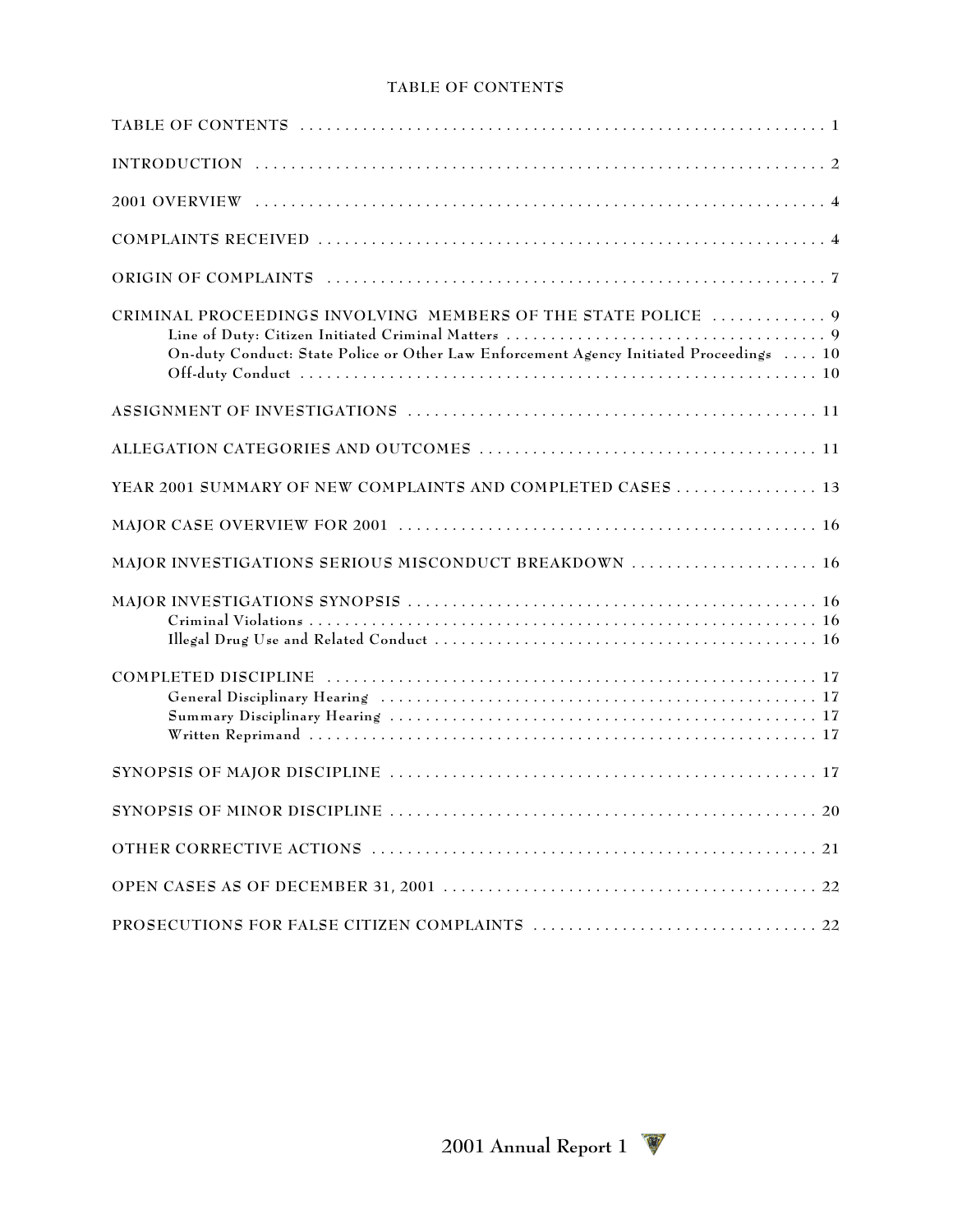# TABLE OF CONTENTS

TABLE OF CONTENTS . . . . . . . . . . 1

INTRODUCTION . . . . . . . . . . 2

2001 OVERVIEW . . . . . . . . . . 4

COMPLAINTS RECEIVED . . . . . . . . . . 4

ORIGIN OF COMPLAINTS . . . . . . . . . . 7

CRIMINAL PROCEEDINGS INVOLVING MEMBERS OF THE STATE POLICE . . . . . . . . . . 9
- Line of Duty: Citizen Initiated Criminal Matters . . . . . . . . . . 9
- On-duty Conduct: State Police or Other Law Enforcement Agency Initiated Proceedings . . . . 10
- Off-duty Conduct . . . . . . . . . . 10

ASSIGNMENT OF INVESTIGATIONS . . . . . . . . . . 11

ALLEGATION CATEGORIES AND OUTCOMES . . . . . . . . . . 11

YEAR 2001 SUMMARY OF NEW COMPLAINTS AND COMPLETED CASES . . . . . . . . . . 13

MAJOR CASE OVERVIEW FOR 2001 . . . . . . . . . . 16

MAJOR INVESTIGATIONS SERIOUS MISCONDUCT BREAKDOWN . . . . . . . . . . 16

MAJOR INVESTIGATIONS SYNOPSIS . . . . . . . . . . 16
- Criminal Violations . . . . . . . . . . 16
- Illegal Drug Use and Related Conduct . . . . . . . . . . 16

COMPLETED DISCIPLINE . . . . . . . . . . 17
- General Disciplinary Hearing . . . . . . . . . . 17
- Summary Disciplinary Hearing . . . . . . . . . . 17
- Written Reprimand . . . . . . . . . . 17

SYNOPSIS OF MAJOR DISCIPLINE . . . . . . . . . . 17

SYNOPSIS OF MINOR DISCIPLINE . . . . . . . . . . 20

OTHER CORRECTIVE ACTIONS . . . . . . . . . . 21

OPEN CASES AS OF DECEMBER 31, 2001 . . . . . . . . . . 22

PROSECUTIONS FOR FALSE CITIZEN COMPLAINTS . . . . . . . . . . 22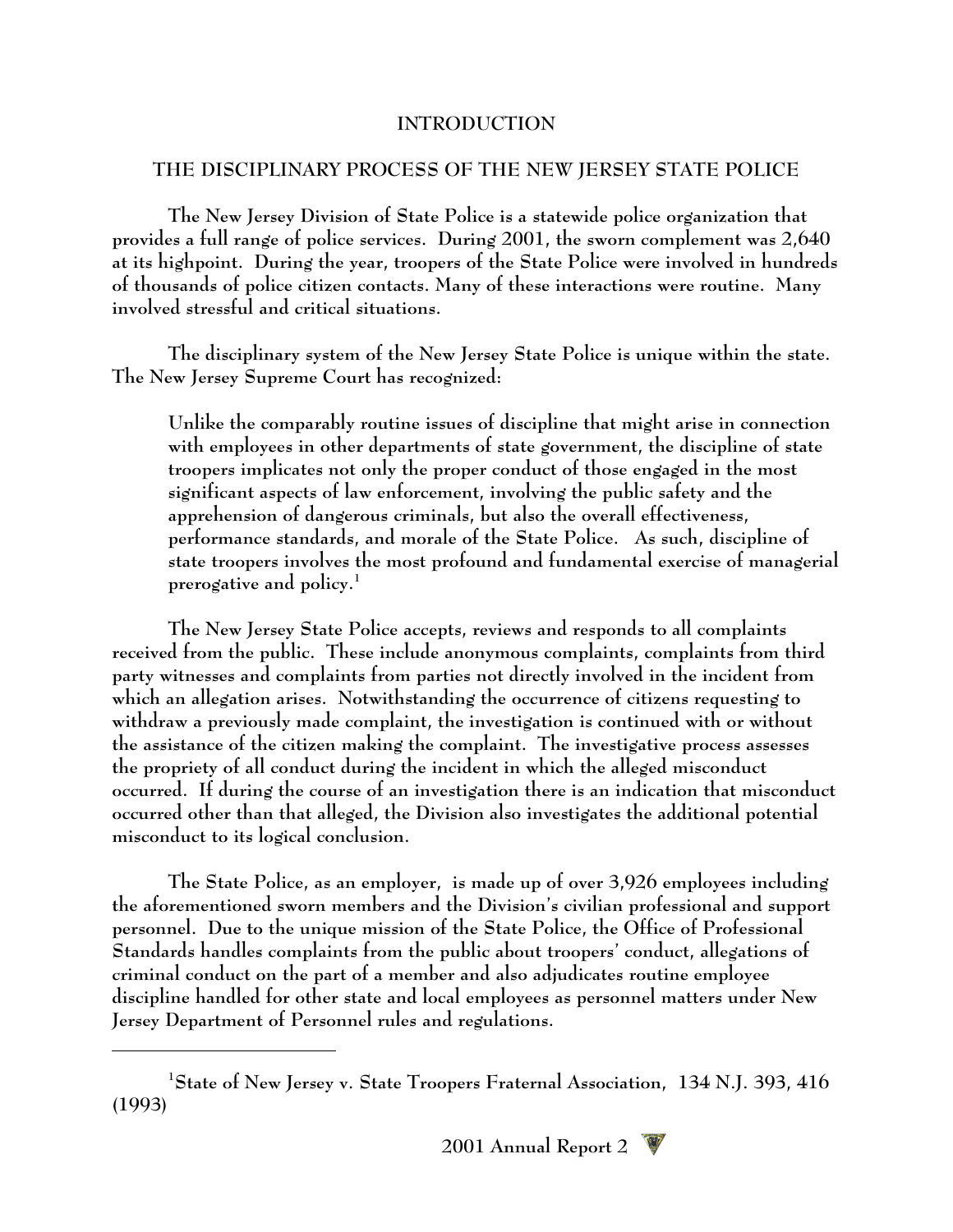# INTRODUCTION

## THE DISCIPLINARY PROCESS OF THE NEW JERSEY STATE POLICE

The New Jersey Division of State Police is a statewide police organization that provides a full range of police services. During 2001, the sworn complement was 2,640 at its highpoint. During the year, troopers of the State Police were involved in hundreds of thousands of police citizen contacts. Many of these interactions were routine. Many involved stressful and critical situations.

The disciplinary system of the New Jersey State Police is unique within the state. The New Jersey Supreme Court has recognized:

> Unlike the comparably routine issues of discipline that might arise in connection with employees in other departments of state government, the discipline of state troopers implicates not only the proper conduct of those engaged in the most significant aspects of law enforcement, involving the public safety and the apprehension of dangerous criminals, but also the overall effectiveness, performance standards, and morale of the State Police. As such, discipline of state troopers involves the most profound and fundamental exercise of managerial prerogative and policy.[1]

The New Jersey State Police accepts, reviews and responds to all complaints received from the public. These include anonymous complaints, complaints from third party witnesses and complaints from parties not directly involved in the incident from which an allegation arises. Notwithstanding the occurrence of citizens requesting to withdraw a previously made complaint, the investigation is continued with or without the assistance of the citizen making the complaint. The investigative process assesses the propriety of all conduct during the incident in which the alleged misconduct occurred. If during the course of an investigation there is an indication that misconduct occurred other than that alleged, the Division also investigates the additional potential misconduct to its logical conclusion.

The State Police, as an employer, is made up of over 3,926 employees including the aforementioned sworn members and the Division's civilian professional and support personnel. Due to the unique mission of the State Police, the Office of Professional Standards handles complaints from the public about troopers' conduct, allegations of criminal conduct on the part of a member and also adjudicates routine employee discipline handled for other state and local employees as personnel matters under New Jersey Department of Personnel rules and regulations.

---

[1] State of New Jersey v. State Troopers Fraternal Association, 134 N.J. 393, 416 (1993)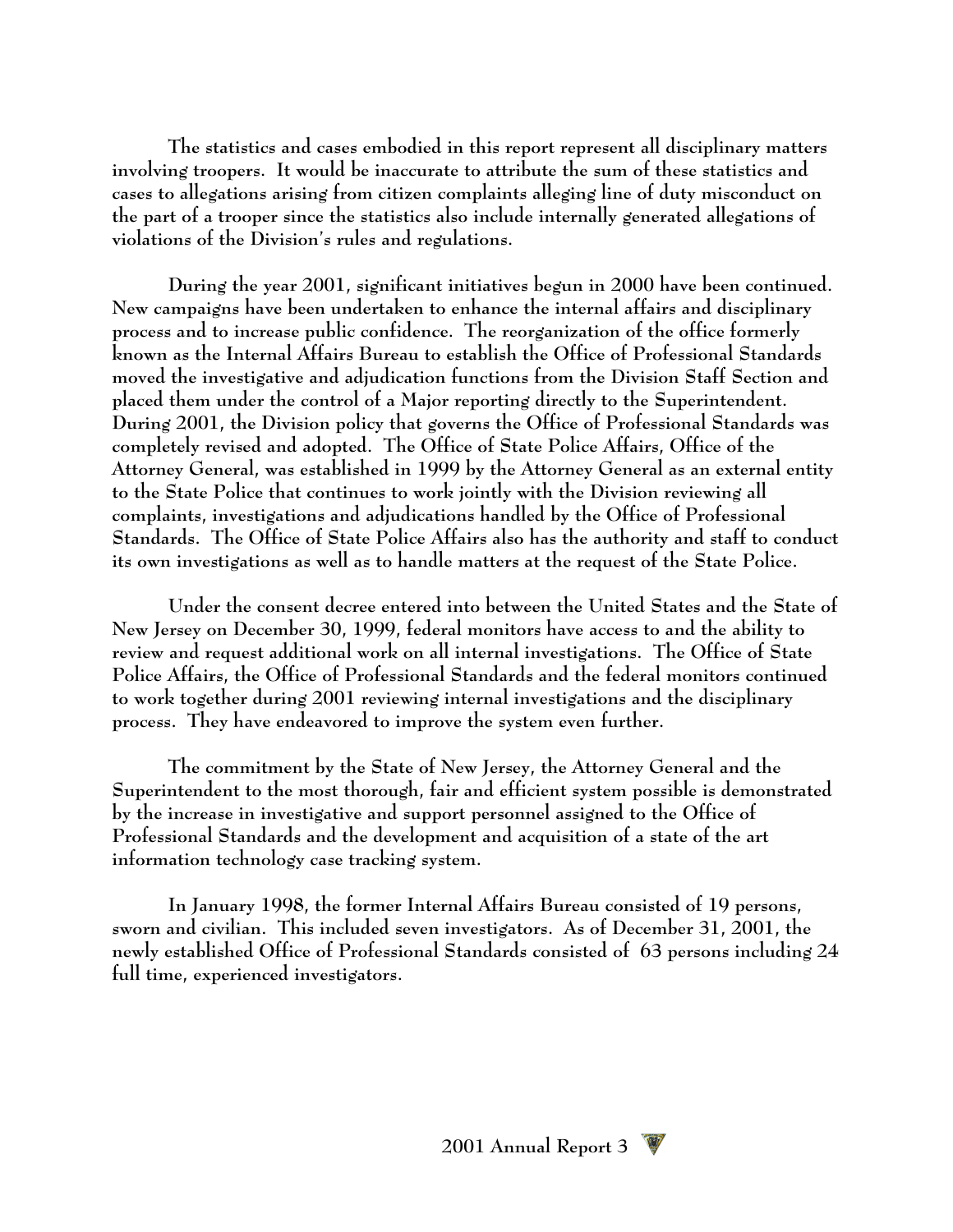The statistics and cases embodied in this report represent all disciplinary matters involving troopers. It would be inaccurate to attribute the sum of these statistics and cases to allegations arising from citizen complaints alleging line of duty misconduct on the part of a trooper since the statistics also include internally generated allegations of violations of the Division's rules and regulations.

During the year 2001, significant initiatives begun in 2000 have been continued. New campaigns have been undertaken to enhance the internal affairs and disciplinary process and to increase public confidence. The reorganization of the office formerly known as the Internal Affairs Bureau to establish the Office of Professional Standards moved the investigative and adjudication functions from the Division Staff Section and placed them under the control of a Major reporting directly to the Superintendent. During 2001, the Division policy that governs the Office of Professional Standards was completely revised and adopted. The Office of State Police Affairs, Office of the Attorney General, was established in 1999 by the Attorney General as an external entity to the State Police that continues to work jointly with the Division reviewing all complaints, investigations and adjudications handled by the Office of Professional Standards. The Office of State Police Affairs also has the authority and staff to conduct its own investigations as well as to handle matters at the request of the State Police.

Under the consent decree entered into between the United States and the State of New Jersey on December 30, 1999, federal monitors have access to and the ability to review and request additional work on all internal investigations. The Office of State Police Affairs, the Office of Professional Standards and the federal monitors continued to work together during 2001 reviewing internal investigations and the disciplinary process. They have endeavored to improve the system even further.

The commitment by the State of New Jersey, the Attorney General and the Superintendent to the most thorough, fair and efficient system possible is demonstrated by the increase in investigative and support personnel assigned to the Office of Professional Standards and the development and acquisition of a state of the art information technology case tracking system.

In January 1998, the former Internal Affairs Bureau consisted of 19 persons, sworn and civilian. This included seven investigators. As of December 31, 2001, the newly established Office of Professional Standards consisted of 63 persons including 24 full time, experienced investigators.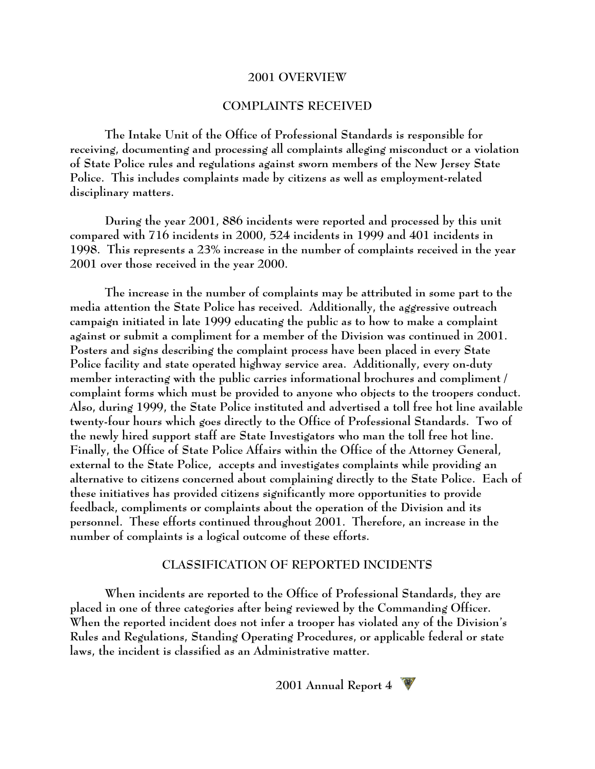## 2001 OVERVIEW

## COMPLAINTS RECEIVED

The Intake Unit of the Office of Professional Standards is responsible for receiving, documenting and processing all complaints alleging misconduct or a violation of State Police rules and regulations against sworn members of the New Jersey State Police. This includes complaints made by citizens as well as employment-related disciplinary matters.

During the year 2001, 886 incidents were reported and processed by this unit compared with 716 incidents in 2000, 524 incidents in 1999 and 401 incidents in 1998. This represents a 23% increase in the number of complaints received in the year 2001 over those received in the year 2000.

The increase in the number of complaints may be attributed in some part to the media attention the State Police has received. Additionally, the aggressive outreach campaign initiated in late 1999 educating the public as to how to make a complaint against or submit a compliment for a member of the Division was continued in 2001. Posters and signs describing the complaint process have been placed in every State Police facility and state operated highway service area. Additionally, every on-duty member interacting with the public carries informational brochures and compliment / complaint forms which must be provided to anyone who objects to the troopers conduct. Also, during 1999, the State Police instituted and advertised a toll free hot line available twenty-four hours which goes directly to the Office of Professional Standards. Two of the newly hired support staff are State Investigators who man the toll free hot line. Finally, the Office of State Police Affairs within the Office of the Attorney General, external to the State Police, accepts and investigates complaints while providing an alternative to citizens concerned about complaining directly to the State Police. Each of these initiatives has provided citizens significantly more opportunities to provide feedback, compliments or complaints about the operation of the Division and its personnel. These efforts continued throughout 2001. Therefore, an increase in the number of complaints is a logical outcome of these efforts.

## CLASSIFICATION OF REPORTED INCIDENTS

When incidents are reported to the Office of Professional Standards, they are placed in one of three categories after being reviewed by the Commanding Officer. When the reported incident does not infer a trooper has violated any of the Division's Rules and Regulations, Standing Operating Procedures, or applicable federal or state laws, the incident is classified as an Administrative matter.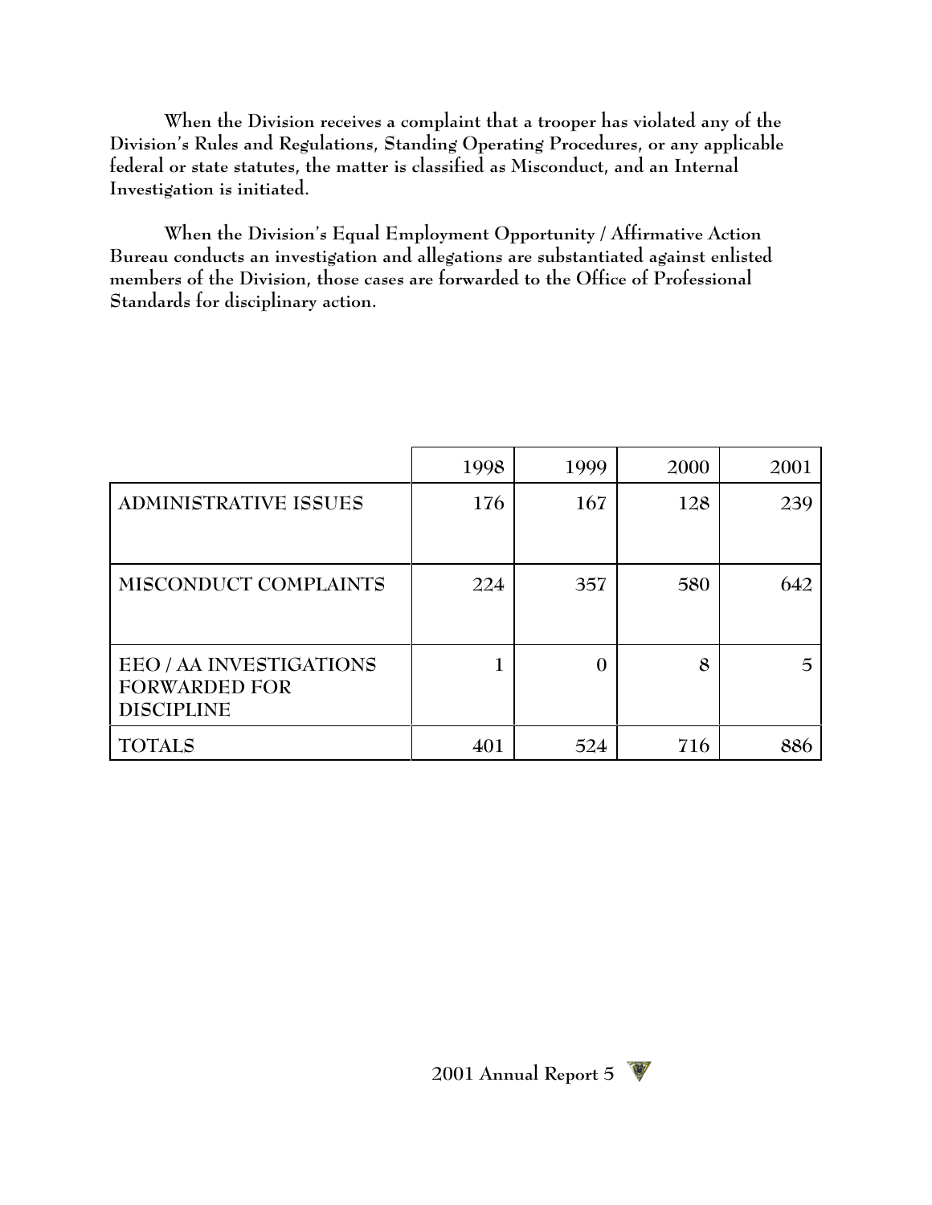When the Division receives a complaint that a trooper has violated any of the Division's Rules and Regulations, Standing Operating Procedures, or any applicable federal or state statutes, the matter is classified as Misconduct, and an Internal Investigation is initiated.

When the Division's Equal Employment Opportunity / Affirmative Action Bureau conducts an investigation and allegations are substantiated against enlisted members of the Division, those cases are forwarded to the Office of Professional Standards for disciplinary action.

| | 1998 | 1999 | 2000 | 2001 |
|---|---|---|---|---|
| ADMINISTRATIVE ISSUES | 176 | 167 | 128 | 239 |
| MISCONDUCT COMPLAINTS | 224 | 357 | 580 | 642 |
| EEO / AA INVESTIGATIONS FORWARDED FOR DISCIPLINE | 1 | 0 | 8 | 5 |
| TOTALS | 401 | 524 | 716 | 886 |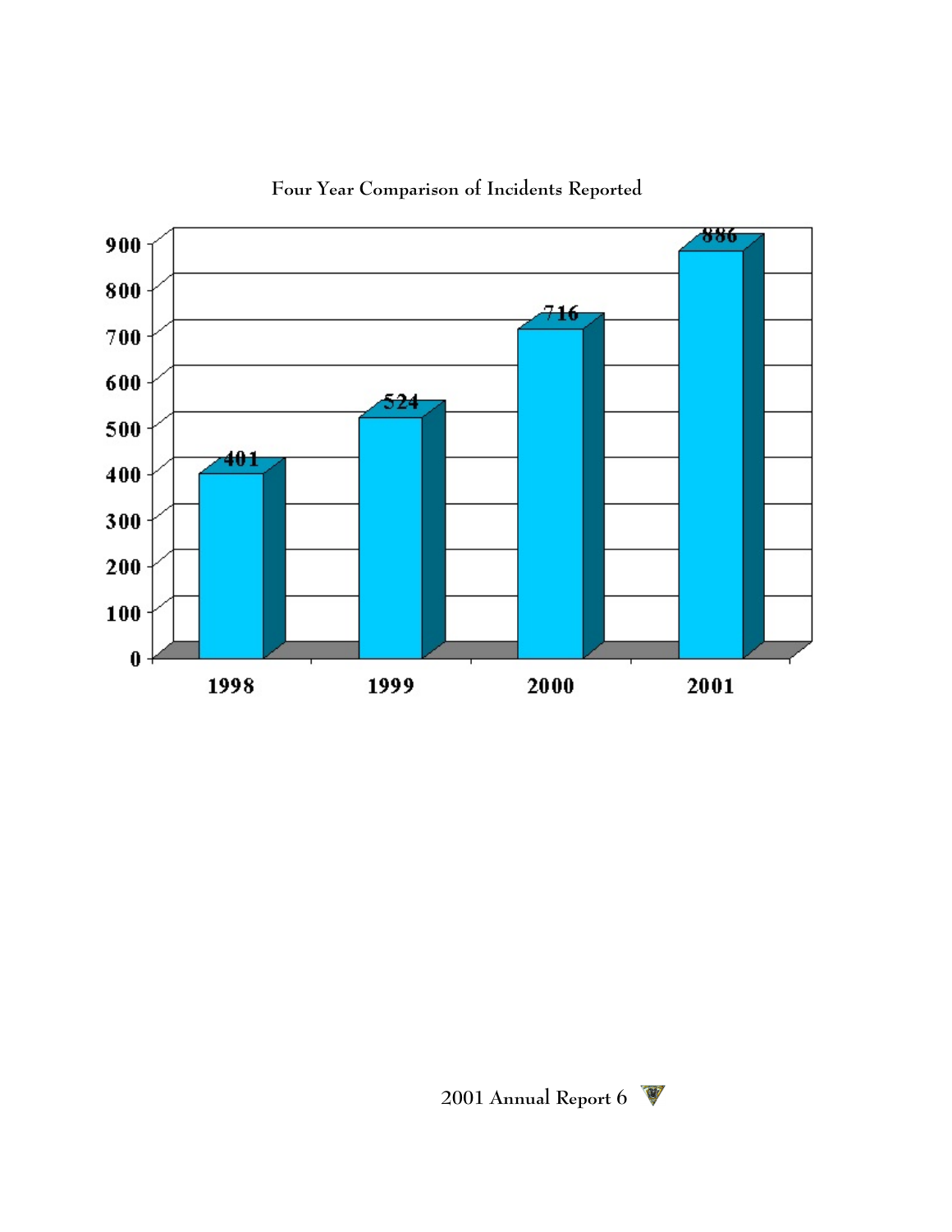Four Year Comparison of Incidents Reported

| Year | Incidents |
| --- | --- |
| 1998 | 401 |
| 1999 | 524 |
| 2000 | 716 |
| 2001 | 886 |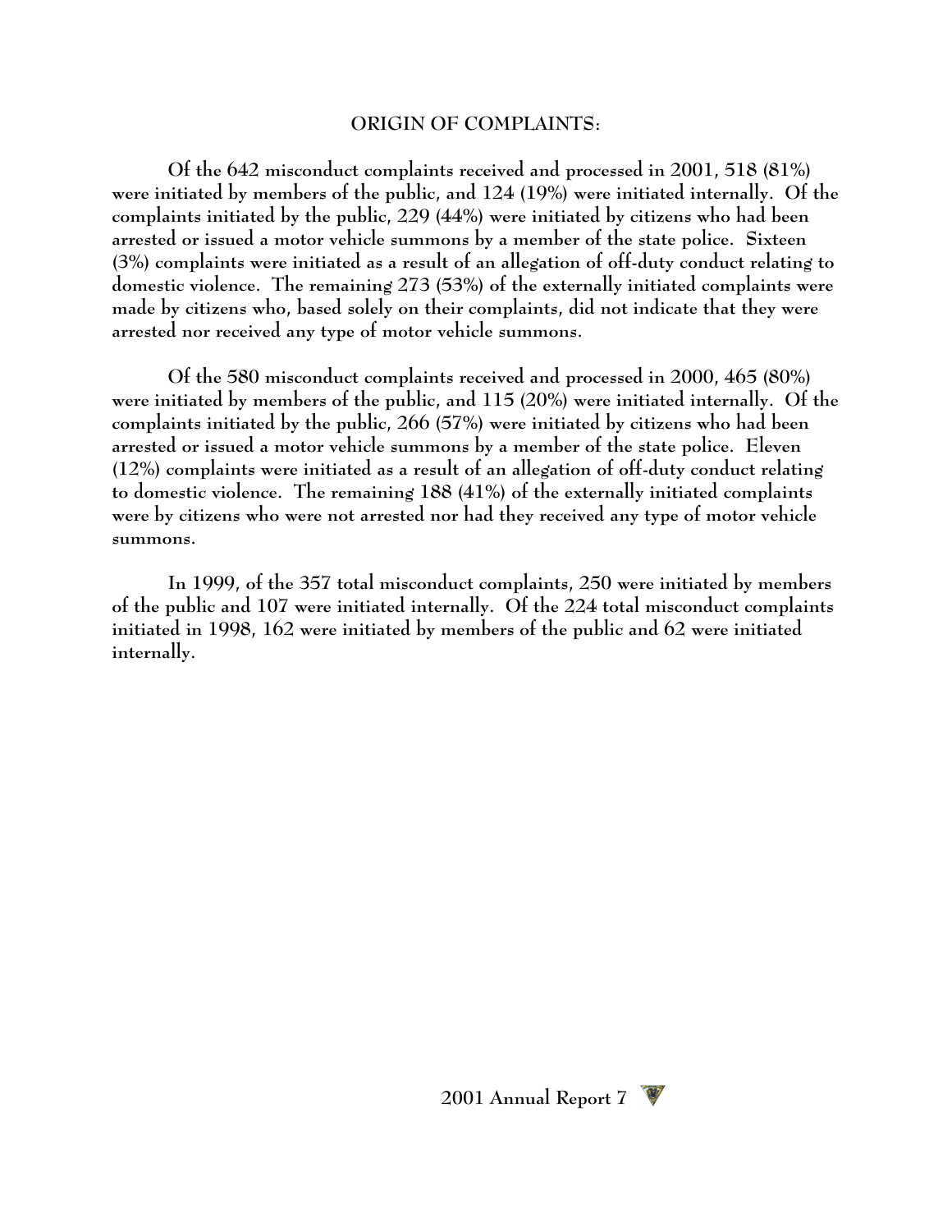## ORIGIN OF COMPLAINTS:

Of the 642 misconduct complaints received and processed in 2001, 518 (81%) were initiated by members of the public, and 124 (19%) were initiated internally. Of the complaints initiated by the public, 229 (44%) were initiated by citizens who had been arrested or issued a motor vehicle summons by a member of the state police. Sixteen (3%) complaints were initiated as a result of an allegation of off-duty conduct relating to domestic violence. The remaining 273 (53%) of the externally initiated complaints were made by citizens who, based solely on their complaints, did not indicate that they were arrested nor received any type of motor vehicle summons.

Of the 580 misconduct complaints received and processed in 2000, 465 (80%) were initiated by members of the public, and 115 (20%) were initiated internally. Of the complaints initiated by the public, 266 (57%) were initiated by citizens who had been arrested or issued a motor vehicle summons by a member of the state police. Eleven (12%) complaints were initiated as a result of an allegation of off-duty conduct relating to domestic violence. The remaining 188 (41%) of the externally initiated complaints were by citizens who were not arrested nor had they received any type of motor vehicle summons.

In 1999, of the 357 total misconduct complaints, 250 were initiated by members of the public and 107 were initiated internally. Of the 224 total misconduct complaints initiated in 1998, 162 were initiated by members of the public and 62 were initiated internally.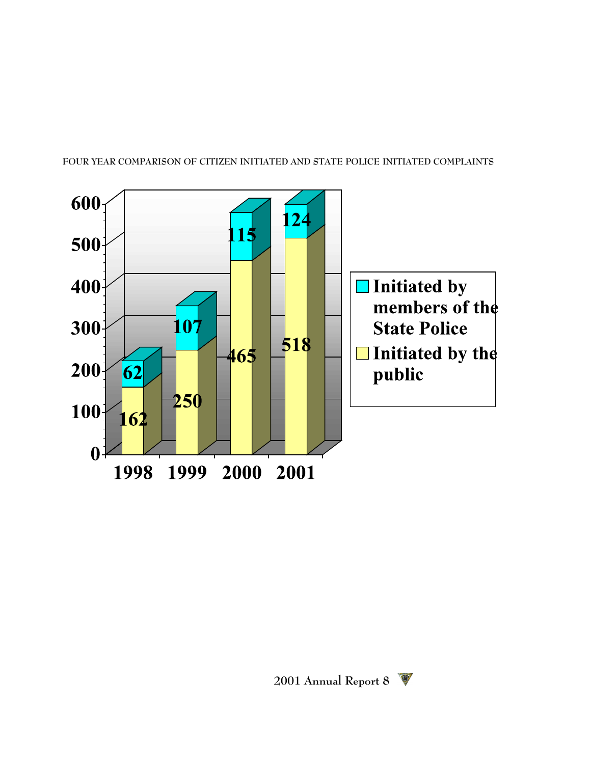FOUR YEAR COMPARISON OF CITIZEN INITIATED AND STATE POLICE INITIATED COMPLAINTS

| Year | Initiated by members of the State Police | Initiated by the public |
|---|---|---|
| 1998 | 62 | 162 |
| 1999 | 107 | 250 |
| 2000 | 115 | 465 |
| 2001 | 124 | 518 |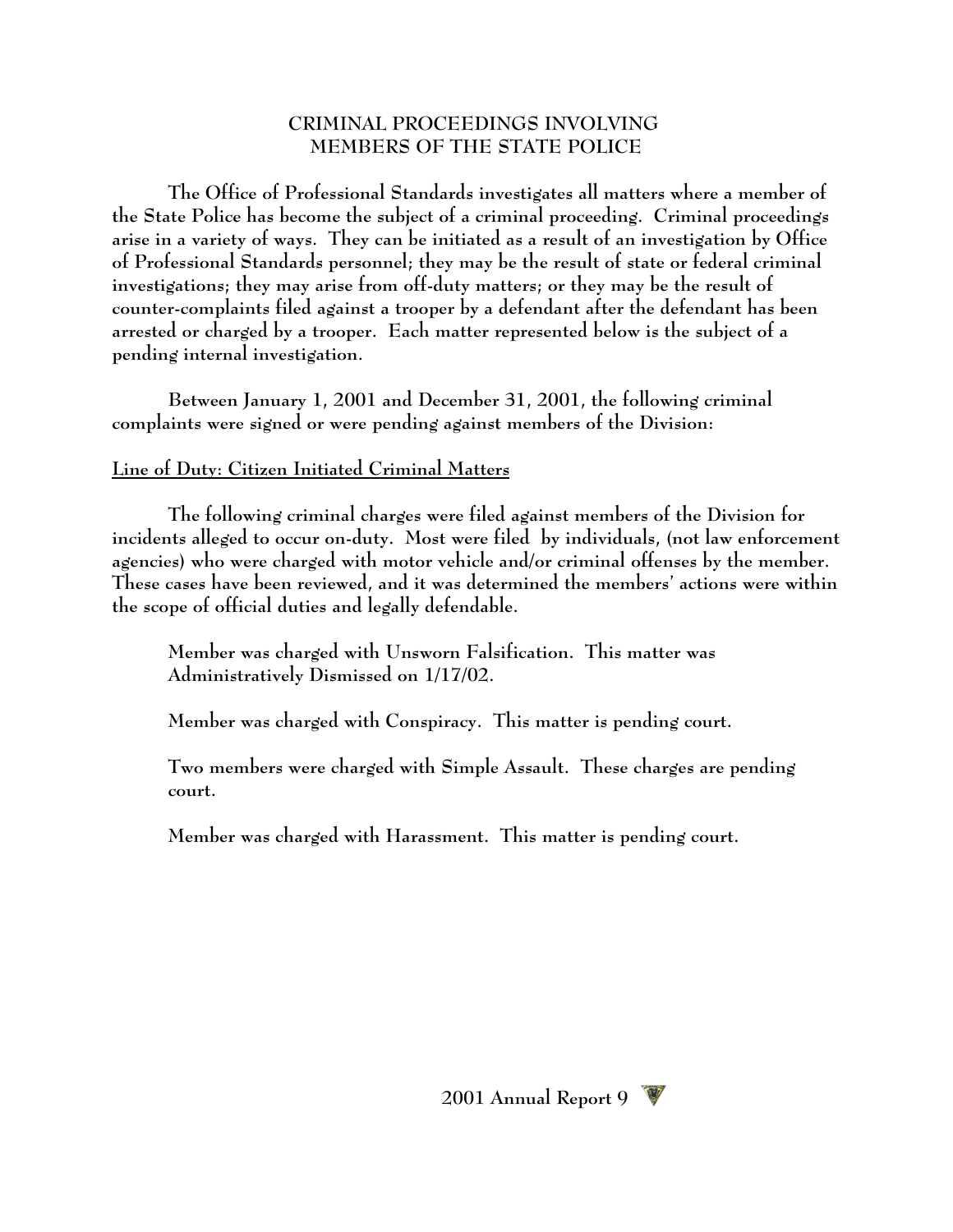# CRIMINAL PROCEEDINGS INVOLVING MEMBERS OF THE STATE POLICE

The Office of Professional Standards investigates all matters where a member of the State Police has become the subject of a criminal proceeding. Criminal proceedings arise in a variety of ways. They can be initiated as a result of an investigation by Office of Professional Standards personnel; they may be the result of state or federal criminal investigations; they may arise from off-duty matters; or they may be the result of counter-complaints filed against a trooper by a defendant after the defendant has been arrested or charged by a trooper. Each matter represented below is the subject of a pending internal investigation.

Between January 1, 2001 and December 31, 2001, the following criminal complaints were signed or were pending against members of the Division:

## Line of Duty: Citizen Initiated Criminal Matters

The following criminal charges were filed against members of the Division for incidents alleged to occur on-duty. Most were filed by individuals, (not law enforcement agencies) who were charged with motor vehicle and/or criminal offenses by the member. These cases have been reviewed, and it was determined the members' actions were within the scope of official duties and legally defendable.

Member was charged with Unsworn Falsification. This matter was Administratively Dismissed on 1/17/02.

Member was charged with Conspiracy. This matter is pending court.

Two members were charged with Simple Assault. These charges are pending court.

Member was charged with Harassment. This matter is pending court.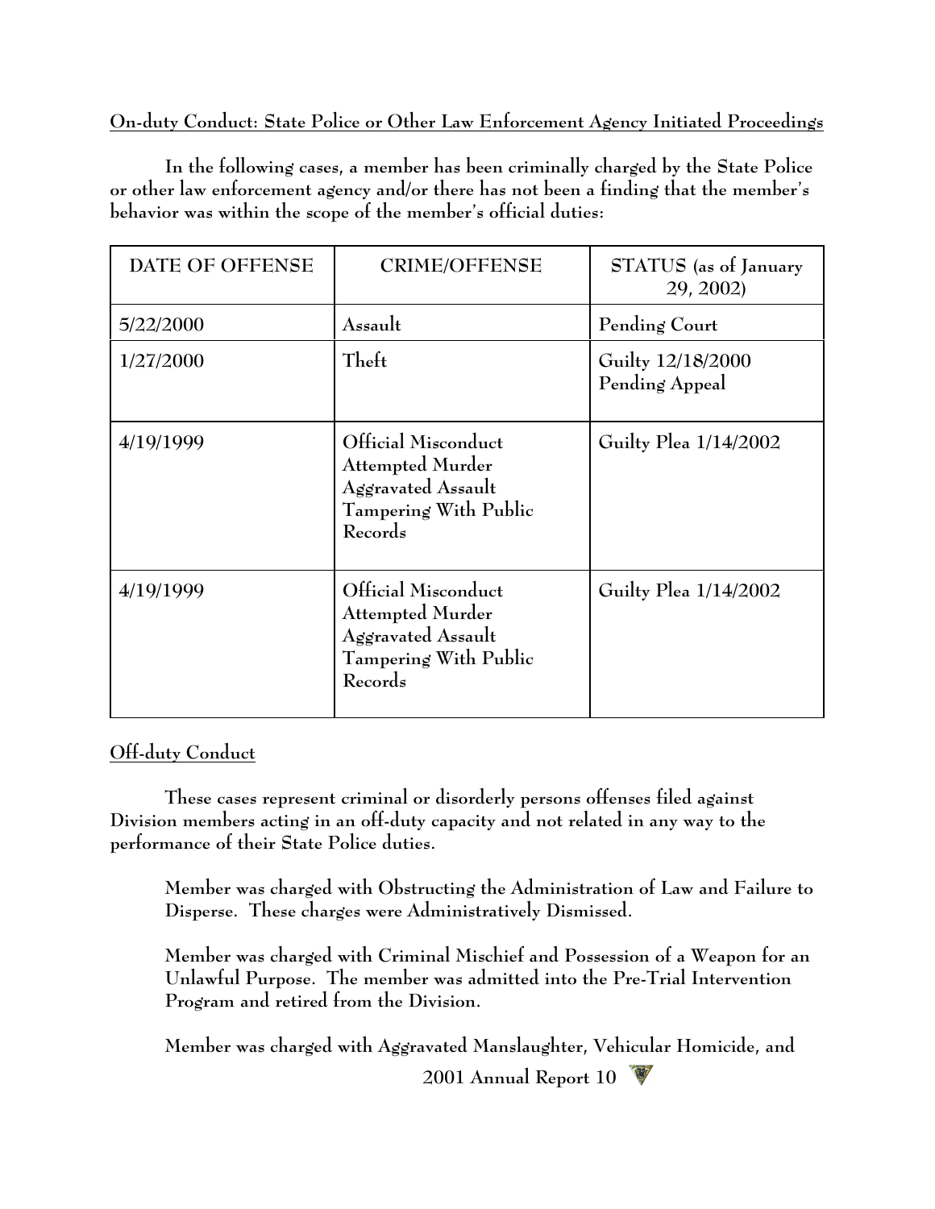On-duty Conduct: State Police or Other Law Enforcement Agency Initiated Proceedings

In the following cases, a member has been criminally charged by the State Police or other law enforcement agency and/or there has not been a finding that the member's behavior was within the scope of the member's official duties:

| DATE OF OFFENSE | CRIME/OFFENSE | STATUS (as of January 29, 2002) |
|---|---|---|
| 5/22/2000 | Assault | Pending Court |
| 1/27/2000 | Theft | Guilty 12/18/2000 Pending Appeal |
| 4/19/1999 | Official Misconduct<br>Attempted Murder<br>Aggravated Assault<br>Tampering With Public Records | Guilty Plea 1/14/2002 |
| 4/19/1999 | Official Misconduct<br>Attempted Murder<br>Aggravated Assault<br>Tampering With Public Records | Guilty Plea 1/14/2002 |

Off-duty Conduct

These cases represent criminal or disorderly persons offenses filed against Division members acting in an off-duty capacity and not related in any way to the performance of their State Police duties.

Member was charged with Obstructing the Administration of Law and Failure to Disperse. These charges were Administratively Dismissed.

Member was charged with Criminal Mischief and Possession of a Weapon for an Unlawful Purpose. The member was admitted into the Pre-Trial Intervention Program and retired from the Division.

Member was charged with Aggravated Manslaughter, Vehicular Homicide, and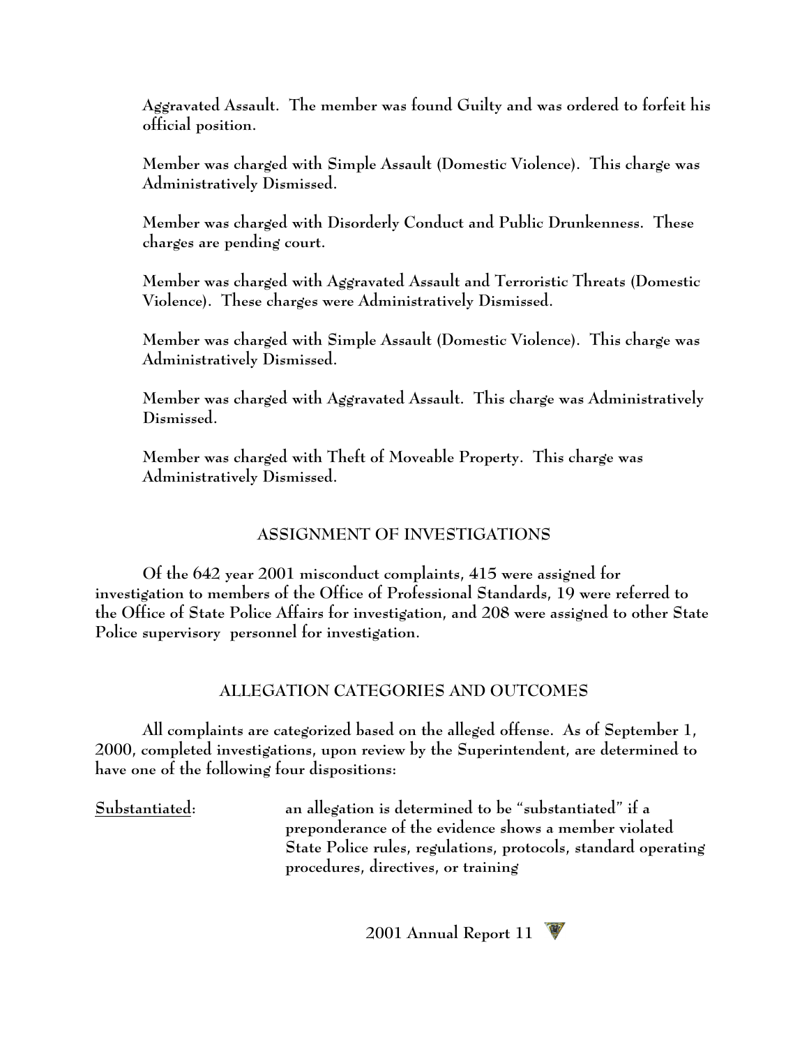Aggravated Assault. The member was found Guilty and was ordered to forfeit his official position.

Member was charged with Simple Assault (Domestic Violence). This charge was Administratively Dismissed.

Member was charged with Disorderly Conduct and Public Drunkenness. These charges are pending court.

Member was charged with Aggravated Assault and Terroristic Threats (Domestic Violence). These charges were Administratively Dismissed.

Member was charged with Simple Assault (Domestic Violence). This charge was Administratively Dismissed.

Member was charged with Aggravated Assault. This charge was Administratively Dismissed.

Member was charged with Theft of Moveable Property. This charge was Administratively Dismissed.

## ASSIGNMENT OF INVESTIGATIONS

Of the 642 year 2001 misconduct complaints, 415 were assigned for investigation to members of the Office of Professional Standards, 19 were referred to the Office of State Police Affairs for investigation, and 208 were assigned to other State Police supervisory personnel for investigation.

## ALLEGATION CATEGORIES AND OUTCOMES

All complaints are categorized based on the alleged offense. As of September 1, 2000, completed investigations, upon review by the Superintendent, are determined to have one of the following four dispositions:

Substantiated: an allegation is determined to be "substantiated" if a preponderance of the evidence shows a member violated State Police rules, regulations, protocols, standard operating procedures, directives, or training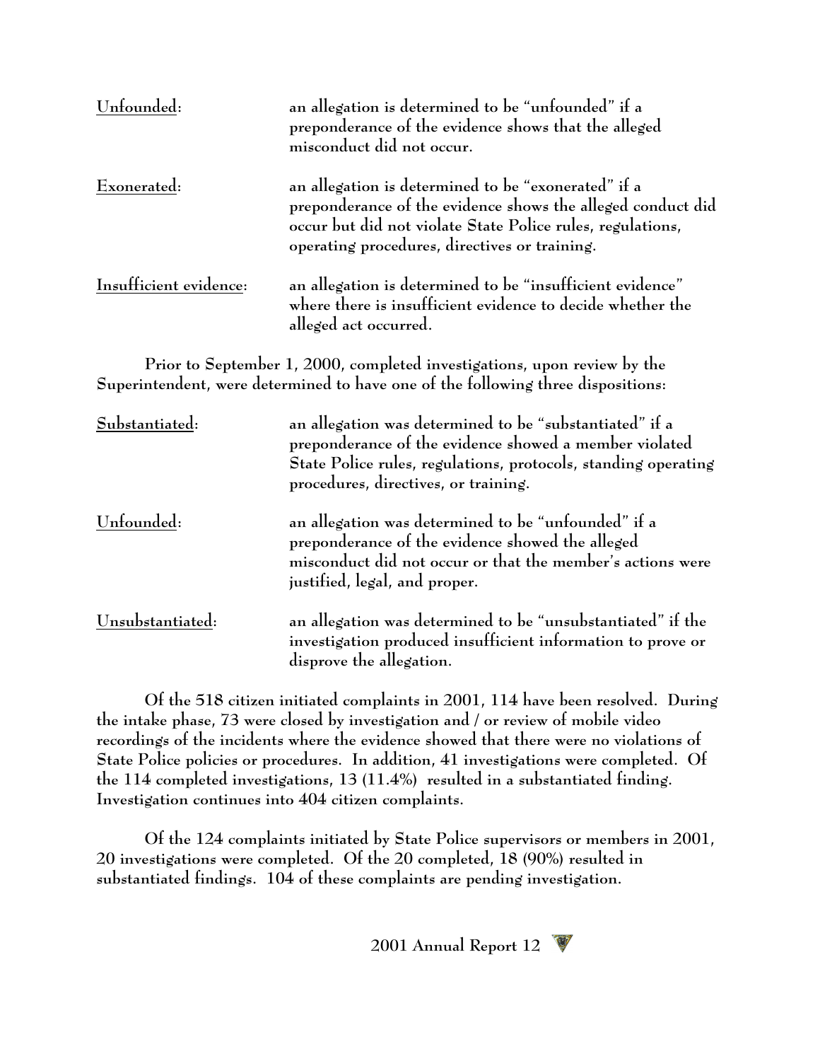<u>Unfounded</u>: an allegation is determined to be "unfounded" if a preponderance of the evidence shows that the alleged misconduct did not occur.

<u>Exonerated</u>: an allegation is determined to be "exonerated" if a preponderance of the evidence shows the alleged conduct did occur but did not violate State Police rules, regulations, operating procedures, directives or training.

<u>Insufficient evidence</u>: an allegation is determined to be "insufficient evidence" where there is insufficient evidence to decide whether the alleged act occurred.

Prior to September 1, 2000, completed investigations, upon review by the Superintendent, were determined to have one of the following three dispositions:

<u>Substantiated</u>: an allegation was determined to be "substantiated" if a preponderance of the evidence showed a member violated State Police rules, regulations, protocols, standing operating procedures, directives, or training.

<u>Unfounded</u>: an allegation was determined to be "unfounded" if a preponderance of the evidence showed the alleged misconduct did not occur or that the member's actions were justified, legal, and proper.

<u>Unsubstantiated</u>: an allegation was determined to be "unsubstantiated" if the investigation produced insufficient information to prove or disprove the allegation.

Of the 518 citizen initiated complaints in 2001, 114 have been resolved. During the intake phase, 73 were closed by investigation and / or review of mobile video recordings of the incidents where the evidence showed that there were no violations of State Police policies or procedures. In addition, 41 investigations were completed. Of the 114 completed investigations, 13 (11.4%) resulted in a substantiated finding. Investigation continues into 404 citizen complaints.

Of the 124 complaints initiated by State Police supervisors or members in 2001, 20 investigations were completed. Of the 20 completed, 18 (90%) resulted in substantiated findings. 104 of these complaints are pending investigation.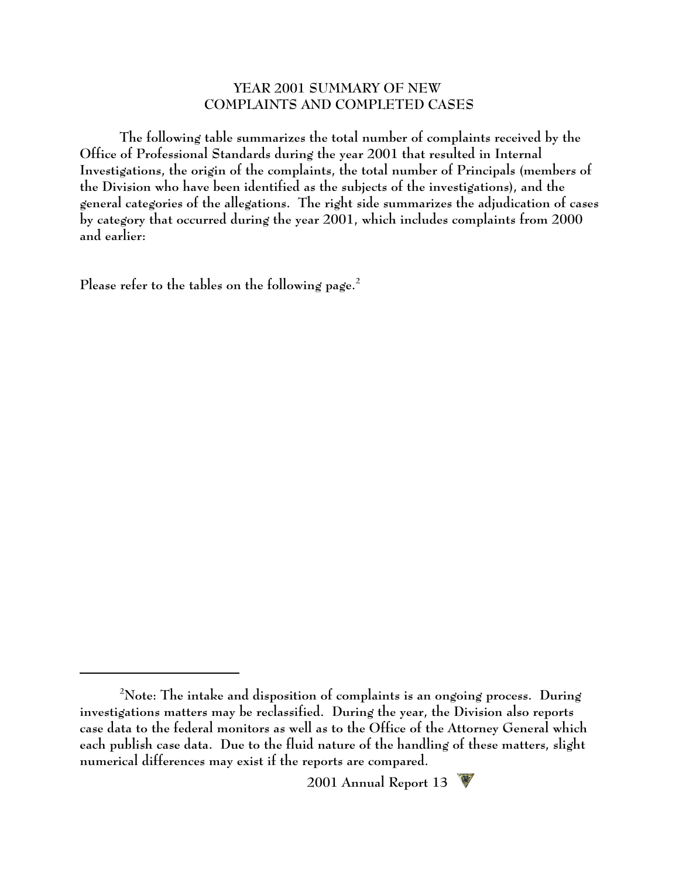## YEAR 2001 SUMMARY OF NEW COMPLAINTS AND COMPLETED CASES

The following table summarizes the total number of complaints received by the Office of Professional Standards during the year 2001 that resulted in Internal Investigations, the origin of the complaints, the total number of Principals (members of the Division who have been identified as the subjects of the investigations), and the general categories of the allegations. The right side summarizes the adjudication of cases by category that occurred during the year 2001, which includes complaints from 2000 and earlier:

Please refer to the tables on the following page.[2]

---

[2]Note: The intake and disposition of complaints is an ongoing process. During investigations matters may be reclassified. During the year, the Division also reports case data to the federal monitors as well as to the Office of the Attorney General which each publish case data. Due to the fluid nature of the handling of these matters, slight numerical differences may exist if the reports are compared.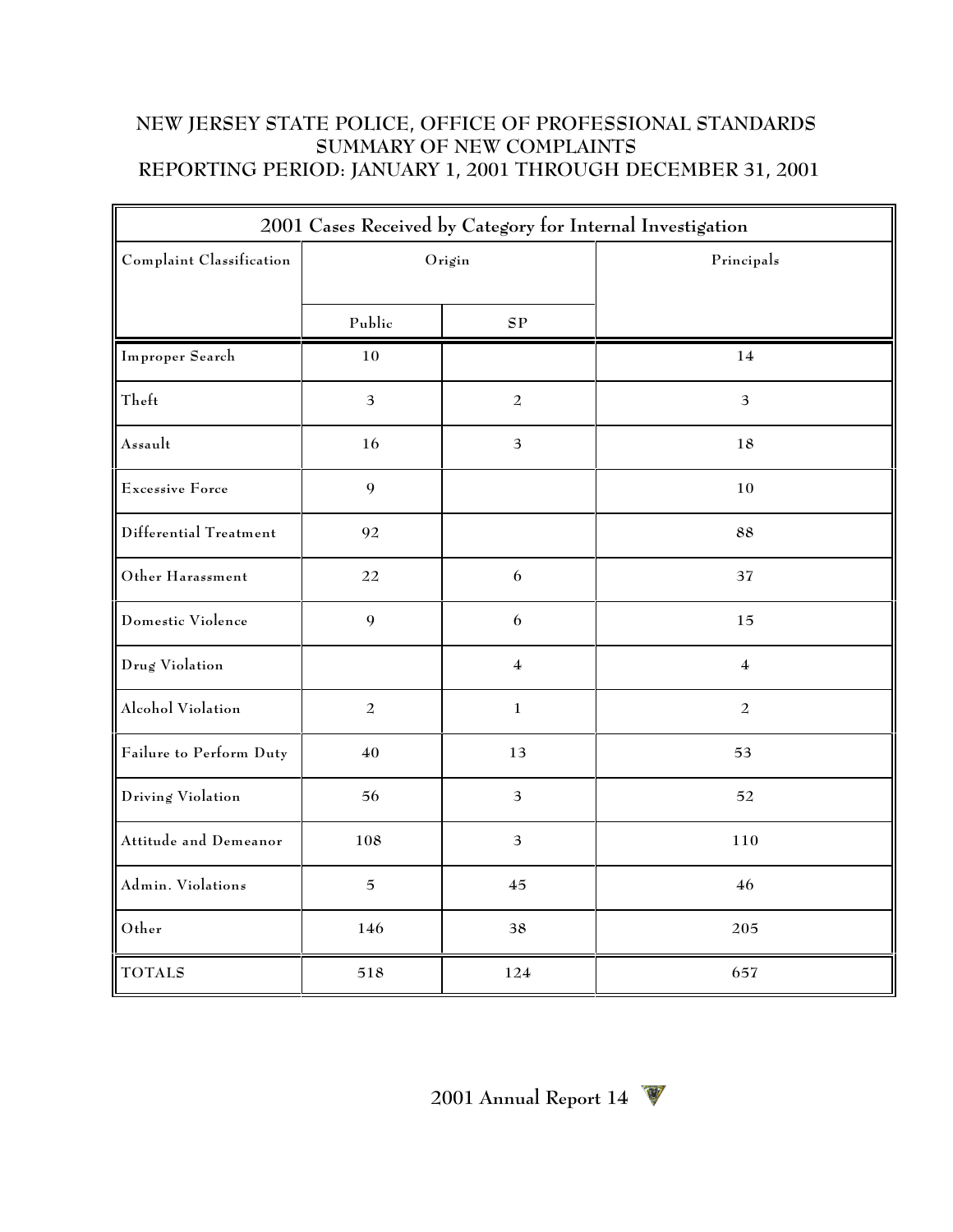# NEW JERSEY STATE POLICE, OFFICE OF PROFESSIONAL STANDARDS
## SUMMARY OF NEW COMPLAINTS
## REPORTING PERIOD: JANUARY 1, 2001 THROUGH DECEMBER 31, 2001

| 2001 Cases Received by Category for Internal Investigation | | | |
|---|---|---|---|
| Complaint Classification | Origin | | Principals |
| | Public | SP | |
| Improper Search | 10 | | 14 |
| Theft | 3 | 2 | 3 |
| Assault | 16 | 3 | 18 |
| Excessive Force | 9 | | 10 |
| Differential Treatment | 92 | | 88 |
| Other Harassment | 22 | 6 | 37 |
| Domestic Violence | 9 | 6 | 15 |
| Drug Violation | | 4 | 4 |
| Alcohol Violation | 2 | 1 | 2 |
| Failure to Perform Duty | 40 | 13 | 53 |
| Driving Violation | 56 | 3 | 52 |
| Attitude and Demeanor | 108 | 3 | 110 |
| Admin. Violations | 5 | 45 | 46 |
| Other | 146 | 38 | 205 |
| TOTALS | 518 | 124 | 657 |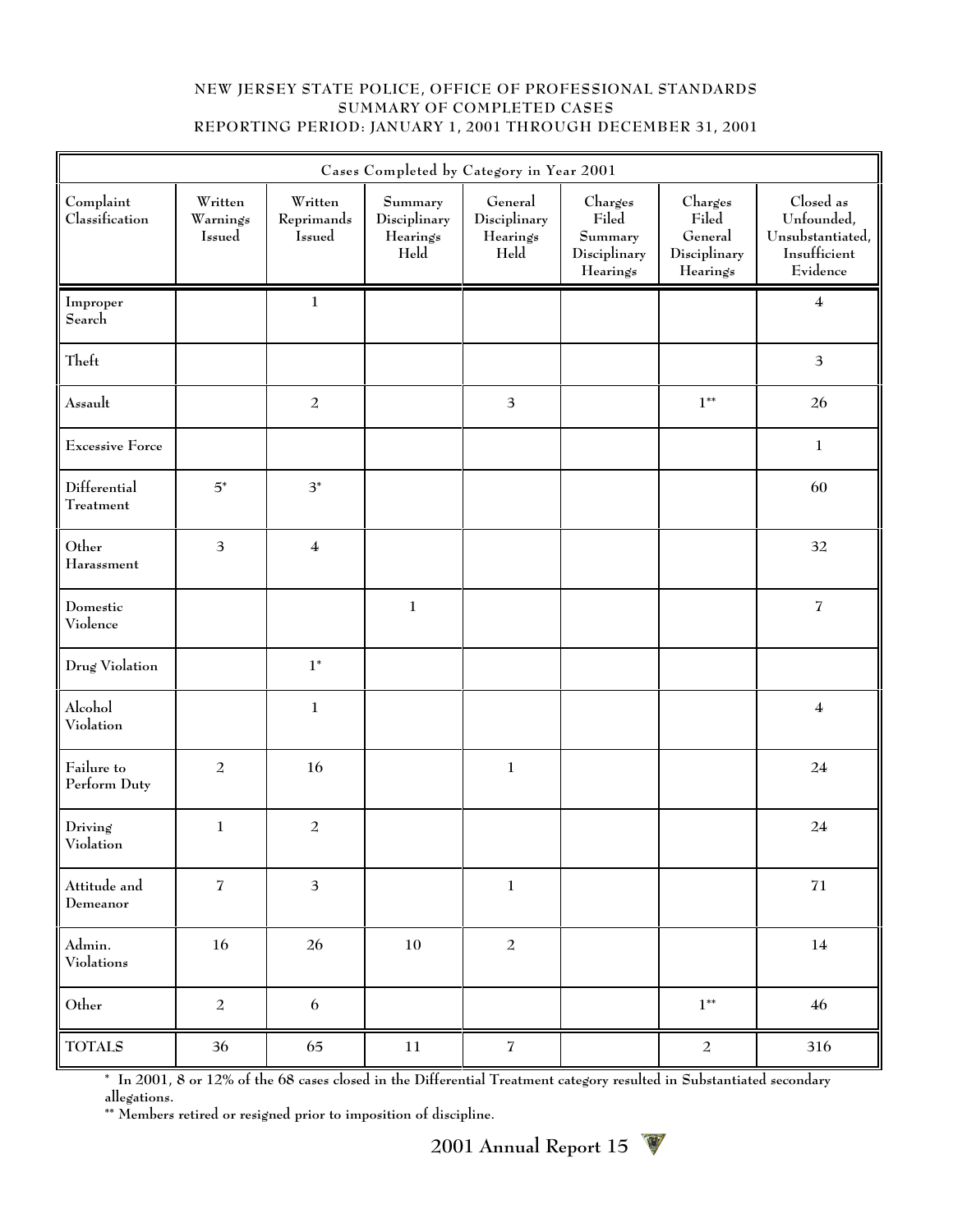NEW JERSEY STATE POLICE, OFFICE OF PROFESSIONAL STANDARDS
SUMMARY OF COMPLETED CASES
REPORTING PERIOD: JANUARY 1, 2001 THROUGH DECEMBER 31, 2001

| Cases Completed by Category in Year 2001 | | | | | | | |
|---|---|---|---|---|---|---|---|
| Complaint Classification | Written Warnings Issued | Written Reprimands Issued | Summary Disciplinary Hearings Held | General Disciplinary Hearings Held | Charges Filed Summary Disciplinary Hearings | Charges Filed General Disciplinary Hearings | Closed as Unfounded, Unsubstantiated, Insufficient Evidence |
| Improper Search | | 1 | | | | | 4 |
| Theft | | | | | | | 3 |
| Assault | | 2 | | 3 | | 1** | 26 |
| Excessive Force | | | | | | | 1 |
| Differential Treatment | 5* | 3* | | | | | 60 |
| Other Harassment | 3 | 4 | | | | | 32 |
| Domestic Violence | | | 1 | | | | 7 |
| Drug Violation | | 1* | | | | | |
| Alcohol Violation | | 1 | | | | | 4 |
| Failure to Perform Duty | 2 | 16 | | 1 | | | 24 |
| Driving Violation | 1 | 2 | | | | | 24 |
| Attitude and Demeanor | 7 | 3 | | 1 | | | 71 |
| Admin. Violations | 16 | 26 | 10 | 2 | | | 14 |
| Other | 2 | 6 | | | | 1** | 46 |
| TOTALS | 36 | 65 | 11 | 7 | | 2 | 316 |

* In 2001, 8 or 12% of the 68 cases closed in the Differential Treatment category resulted in Substantiated secondary allegations.

** Members retired or resigned prior to imposition of discipline.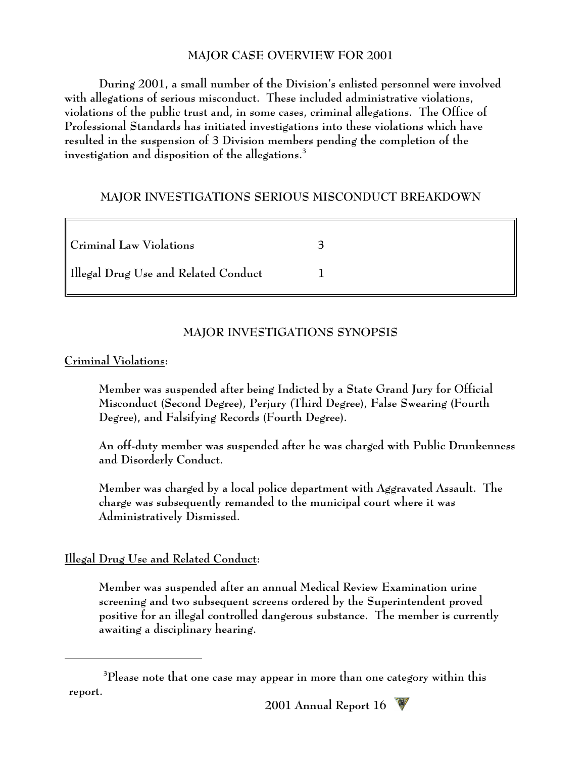## MAJOR CASE OVERVIEW FOR 2001

During 2001, a small number of the Division's enlisted personnel were involved with allegations of serious misconduct. These included administrative violations, violations of the public trust and, in some cases, criminal allegations. The Office of Professional Standards has initiated investigations into these violations which have resulted in the suspension of 3 Division members pending the completion of the investigation and disposition of the allegations.[3]

## MAJOR INVESTIGATIONS SERIOUS MISCONDUCT BREAKDOWN

| Category | Count |
|---|---|
| Criminal Law Violations | 3 |
| Illegal Drug Use and Related Conduct | 1 |

## MAJOR INVESTIGATIONS SYNOPSIS

**Criminal Violations:**

Member was suspended after being Indicted by a State Grand Jury for Official Misconduct (Second Degree), Perjury (Third Degree), False Swearing (Fourth Degree), and Falsifying Records (Fourth Degree).

An off-duty member was suspended after he was charged with Public Drunkenness and Disorderly Conduct.

Member was charged by a local police department with Aggravated Assault. The charge was subsequently remanded to the municipal court where it was Administratively Dismissed.

**Illegal Drug Use and Related Conduct:**

Member was suspended after an annual Medical Review Examination urine screening and two subsequent screens ordered by the Superintendent proved positive for an illegal controlled dangerous substance. The member is currently awaiting a disciplinary hearing.

---

[3] Please note that one case may appear in more than one category within this report.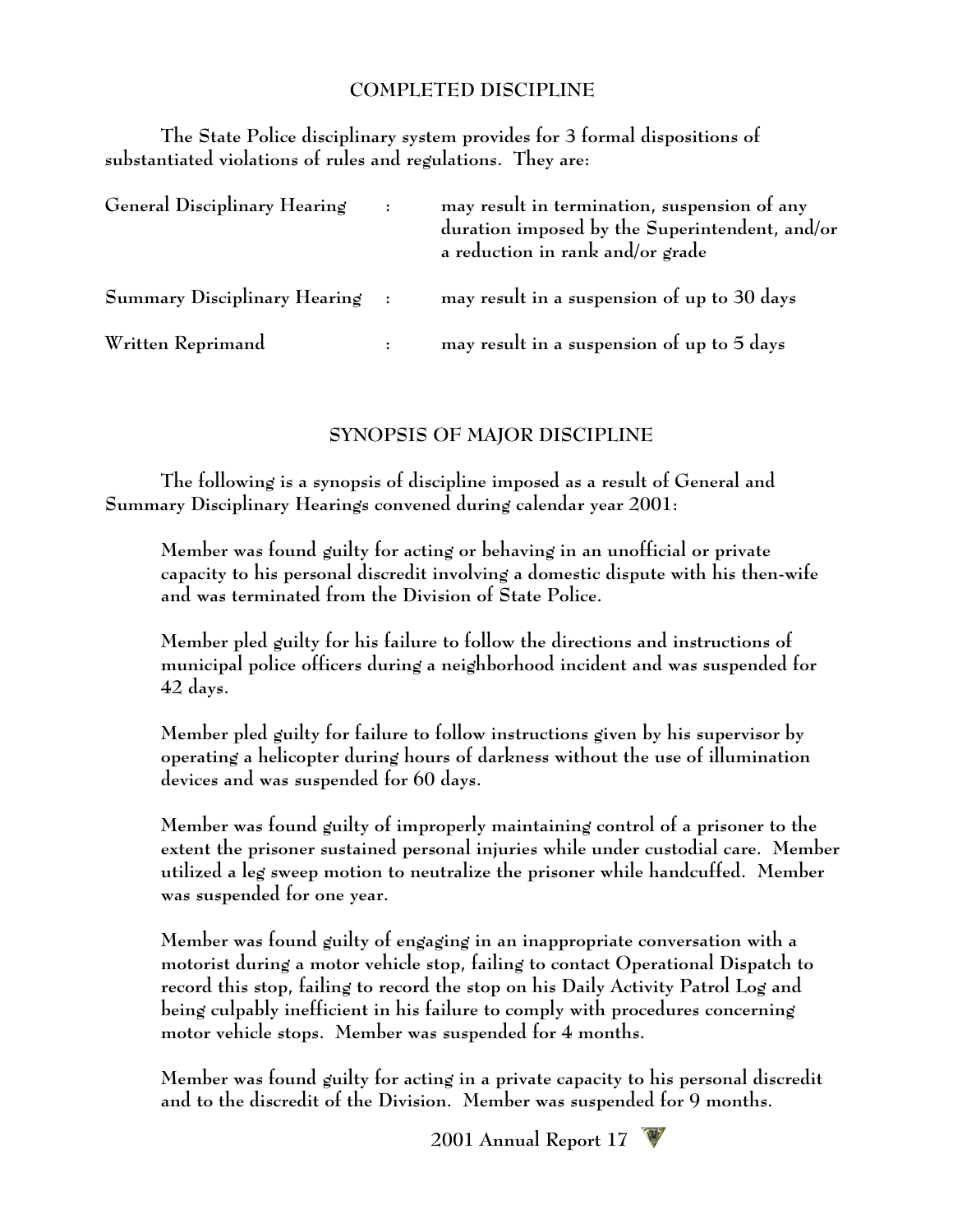## COMPLETED DISCIPLINE

The State Police disciplinary system provides for 3 formal dispositions of substantiated violations of rules and regulations. They are:

| | | |
|---|---|---|
| General Disciplinary Hearing | : | may result in termination, suspension of any duration imposed by the Superintendent, and/or a reduction in rank and/or grade |
| Summary Disciplinary Hearing | : | may result in a suspension of up to 30 days |
| Written Reprimand | : | may result in a suspension of up to 5 days |

## SYNOPSIS OF MAJOR DISCIPLINE

The following is a synopsis of discipline imposed as a result of General and Summary Disciplinary Hearings convened during calendar year 2001:

Member was found guilty for acting or behaving in an unofficial or private capacity to his personal discredit involving a domestic dispute with his then-wife and was terminated from the Division of State Police.

Member pled guilty for his failure to follow the directions and instructions of municipal police officers during a neighborhood incident and was suspended for 42 days.

Member pled guilty for failure to follow instructions given by his supervisor by operating a helicopter during hours of darkness without the use of illumination devices and was suspended for 60 days.

Member was found guilty of improperly maintaining control of a prisoner to the extent the prisoner sustained personal injuries while under custodial care. Member utilized a leg sweep motion to neutralize the prisoner while handcuffed. Member was suspended for one year.

Member was found guilty of engaging in an inappropriate conversation with a motorist during a motor vehicle stop, failing to contact Operational Dispatch to record this stop, failing to record the stop on his Daily Activity Patrol Log and being culpably inefficient in his failure to comply with procedures concerning motor vehicle stops. Member was suspended for 4 months.

Member was found guilty for acting in a private capacity to his personal discredit and to the discredit of the Division. Member was suspended for 9 months.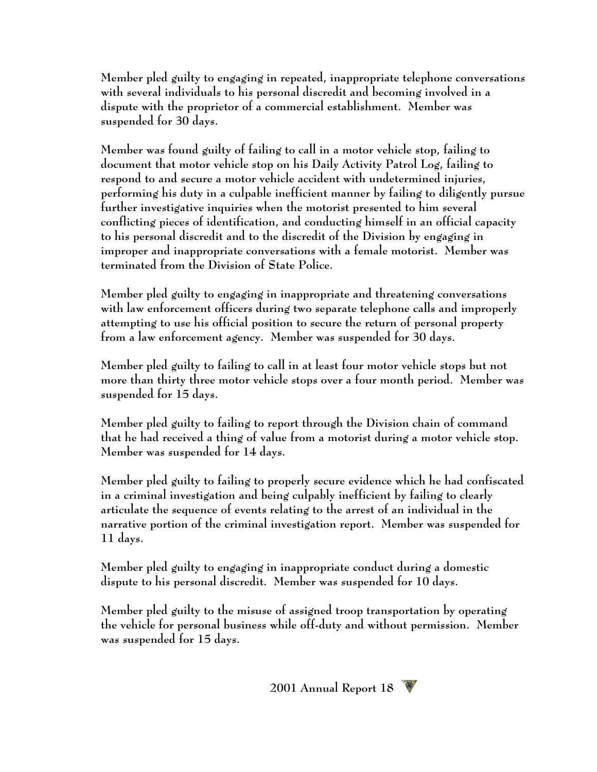Member pled guilty to engaging in repeated, inappropriate telephone conversations with several individuals to his personal discredit and becoming involved in a dispute with the proprietor of a commercial establishment. Member was suspended for 30 days.

Member was found guilty of failing to call in a motor vehicle stop, failing to document that motor vehicle stop on his Daily Activity Patrol Log, failing to respond to and secure a motor vehicle accident with undetermined injuries, performing his duty in a culpable inefficient manner by failing to diligently pursue further investigative inquiries when the motorist presented to him several conflicting pieces of identification, and conducting himself in an official capacity to his personal discredit and to the discredit of the Division by engaging in improper and inappropriate conversations with a female motorist. Member was terminated from the Division of State Police.

Member pled guilty to engaging in inappropriate and threatening conversations with law enforcement officers during two separate telephone calls and improperly attempting to use his official position to secure the return of personal property from a law enforcement agency. Member was suspended for 30 days.

Member pled guilty to failing to call in at least four motor vehicle stops but not more than thirty three motor vehicle stops over a four month period. Member was suspended for 15 days.

Member pled guilty to failing to report through the Division chain of command that he had received a thing of value from a motorist during a motor vehicle stop. Member was suspended for 14 days.

Member pled guilty to failing to properly secure evidence which he had confiscated in a criminal investigation and being culpably inefficient by failing to clearly articulate the sequence of events relating to the arrest of an individual in the narrative portion of the criminal investigation report. Member was suspended for 11 days.

Member pled guilty to engaging in inappropriate conduct during a domestic dispute to his personal discredit. Member was suspended for 10 days.

Member pled guilty to the misuse of assigned troop transportation by operating the vehicle for personal business while off-duty and without permission. Member was suspended for 15 days.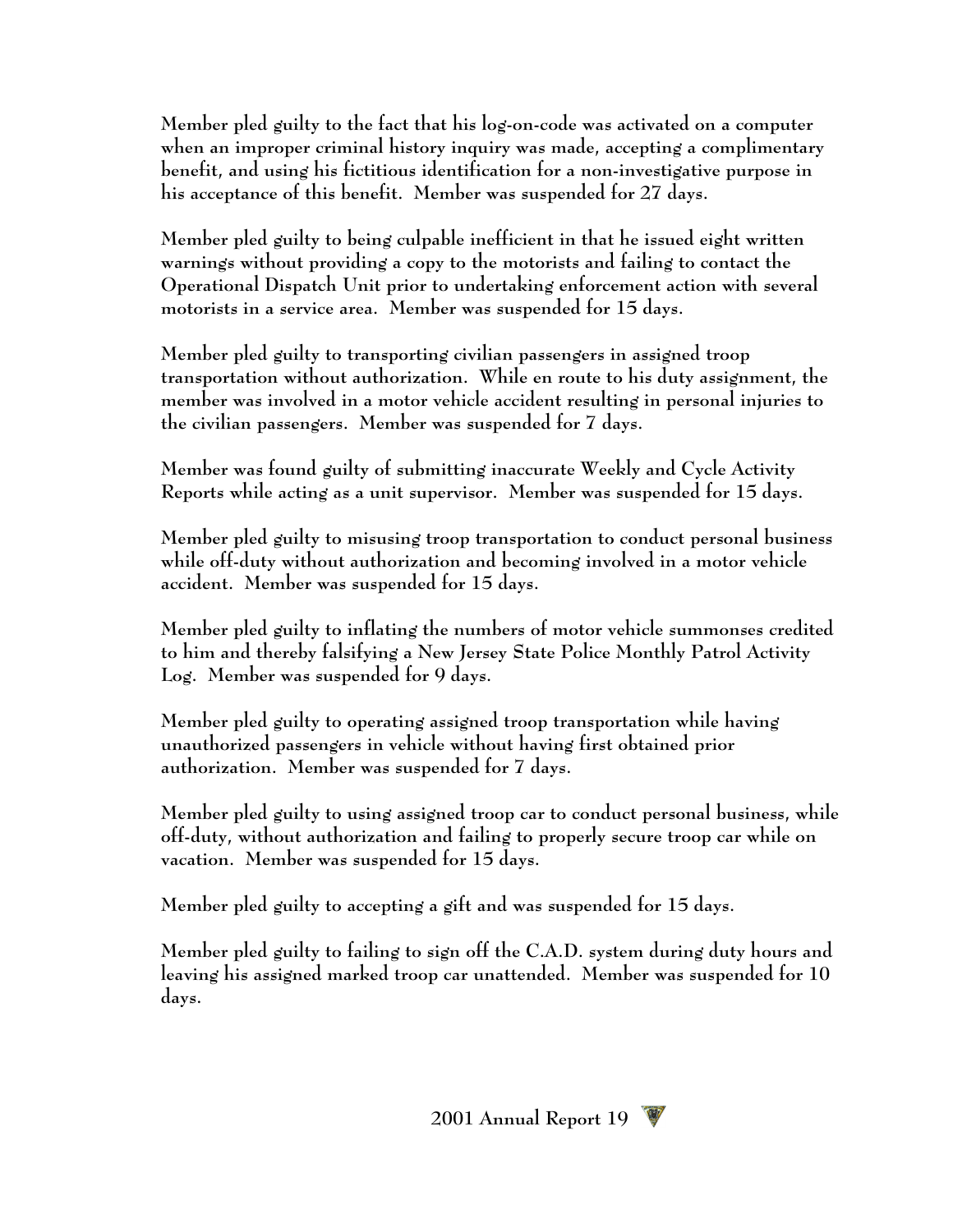Member pled guilty to the fact that his log-on-code was activated on a computer when an improper criminal history inquiry was made, accepting a complimentary benefit, and using his fictitious identification for a non-investigative purpose in his acceptance of this benefit. Member was suspended for 27 days.

Member pled guilty to being culpable inefficient in that he issued eight written warnings without providing a copy to the motorists and failing to contact the Operational Dispatch Unit prior to undertaking enforcement action with several motorists in a service area. Member was suspended for 15 days.

Member pled guilty to transporting civilian passengers in assigned troop transportation without authorization. While en route to his duty assignment, the member was involved in a motor vehicle accident resulting in personal injuries to the civilian passengers. Member was suspended for 7 days.

Member was found guilty of submitting inaccurate Weekly and Cycle Activity Reports while acting as a unit supervisor. Member was suspended for 15 days.

Member pled guilty to misusing troop transportation to conduct personal business while off-duty without authorization and becoming involved in a motor vehicle accident. Member was suspended for 15 days.

Member pled guilty to inflating the numbers of motor vehicle summonses credited to him and thereby falsifying a New Jersey State Police Monthly Patrol Activity Log. Member was suspended for 9 days.

Member pled guilty to operating assigned troop transportation while having unauthorized passengers in vehicle without having first obtained prior authorization. Member was suspended for 7 days.

Member pled guilty to using assigned troop car to conduct personal business, while off-duty, without authorization and failing to properly secure troop car while on vacation. Member was suspended for 15 days.

Member pled guilty to accepting a gift and was suspended for 15 days.

Member pled guilty to failing to sign off the C.A.D. system during duty hours and leaving his assigned marked troop car unattended. Member was suspended for 10 days.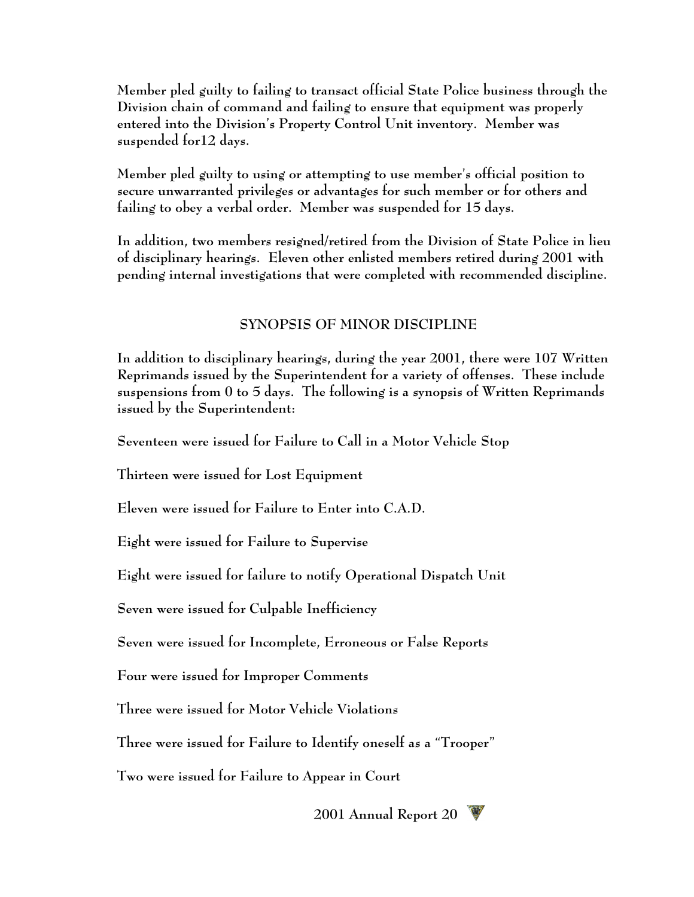Member pled guilty to failing to transact official State Police business through the Division chain of command and failing to ensure that equipment was properly entered into the Division's Property Control Unit inventory. Member was suspended for12 days.

Member pled guilty to using or attempting to use member's official position to secure unwarranted privileges or advantages for such member or for others and failing to obey a verbal order. Member was suspended for 15 days.

In addition, two members resigned/retired from the Division of State Police in lieu of disciplinary hearings. Eleven other enlisted members retired during 2001 with pending internal investigations that were completed with recommended discipline.

## SYNOPSIS OF MINOR DISCIPLINE

In addition to disciplinary hearings, during the year 2001, there were 107 Written Reprimands issued by the Superintendent for a variety of offenses. These include suspensions from 0 to 5 days. The following is a synopsis of Written Reprimands issued by the Superintendent:

Seventeen were issued for Failure to Call in a Motor Vehicle Stop

Thirteen were issued for Lost Equipment

Eleven were issued for Failure to Enter into C.A.D.

Eight were issued for Failure to Supervise

Eight were issued for failure to notify Operational Dispatch Unit

Seven were issued for Culpable Inefficiency

Seven were issued for Incomplete, Erroneous or False Reports

Four were issued for Improper Comments

Three were issued for Motor Vehicle Violations

Three were issued for Failure to Identify oneself as a "Trooper"

Two were issued for Failure to Appear in Court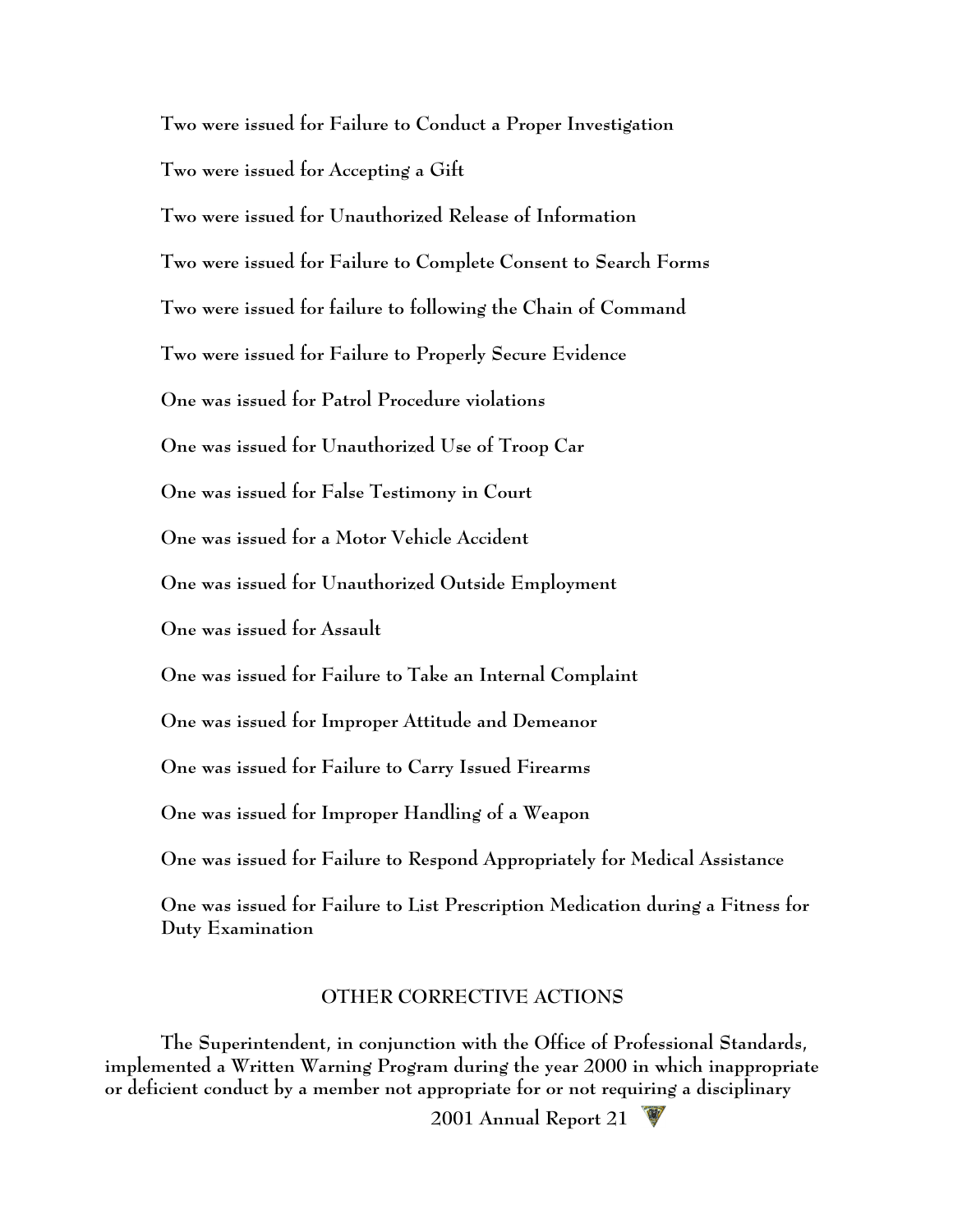Two were issued for Failure to Conduct a Proper Investigation

Two were issued for Accepting a Gift

Two were issued for Unauthorized Release of Information

Two were issued for Failure to Complete Consent to Search Forms

Two were issued for failure to following the Chain of Command

Two were issued for Failure to Properly Secure Evidence

One was issued for Patrol Procedure violations

One was issued for Unauthorized Use of Troop Car

One was issued for False Testimony in Court

One was issued for a Motor Vehicle Accident

One was issued for Unauthorized Outside Employment

One was issued for Assault

One was issued for Failure to Take an Internal Complaint

One was issued for Improper Attitude and Demeanor

One was issued for Failure to Carry Issued Firearms

One was issued for Improper Handling of a Weapon

One was issued for Failure to Respond Appropriately for Medical Assistance

One was issued for Failure to List Prescription Medication during a Fitness for Duty Examination

## OTHER CORRECTIVE ACTIONS

The Superintendent, in conjunction with the Office of Professional Standards, implemented a Written Warning Program during the year 2000 in which inappropriate or deficient conduct by a member not appropriate for or not requiring a disciplinary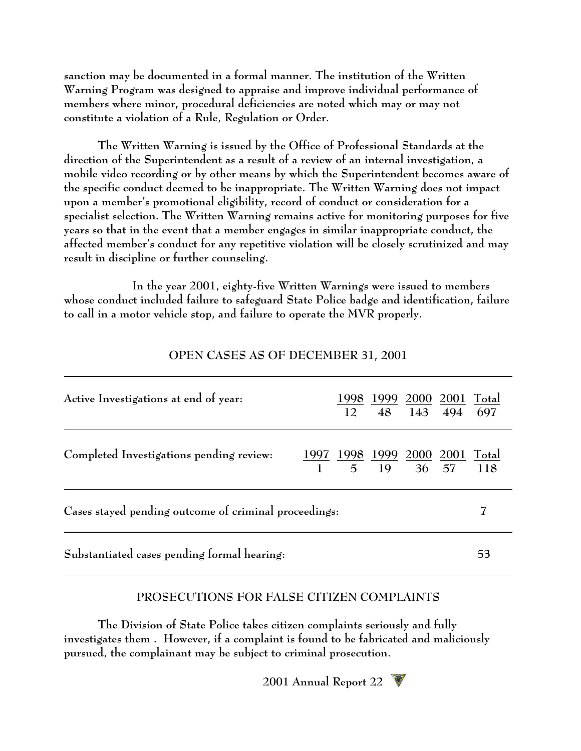sanction may be documented in a formal manner. The institution of the Written Warning Program was designed to appraise and improve individual performance of members where minor, procedural deficiencies are noted which may or may not constitute a violation of a Rule, Regulation or Order.

The Written Warning is issued by the Office of Professional Standards at the direction of the Superintendent as a result of a review of an internal investigation, a mobile video recording or by other means by which the Superintendent becomes aware of the specific conduct deemed to be inappropriate. The Written Warning does not impact upon a member's promotional eligibility, record of conduct or consideration for a specialist selection. The Written Warning remains active for monitoring purposes for five years so that in the event that a member engages in similar inappropriate conduct, the affected member's conduct for any repetitive violation will be closely scrutinized and may result in discipline or further counseling.

In the year 2001, eighty-five Written Warnings were issued to members whose conduct included failure to safeguard State Police badge and identification, failure to call in a motor vehicle stop, and failure to operate the MVR properly.

## OPEN CASES AS OF DECEMBER 31, 2001

| | 1997 | 1998 | 1999 | 2000 | 2001 | Total |
|---|---|---|---|---|---|---|
| Active Investigations at end of year: | | 12 | 48 | 143 | 494 | 697 |
| Completed Investigations pending review: | 1 | 5 | 19 | 36 | 57 | 118 |
| Cases stayed pending outcome of criminal proceedings: | | | | | | 7 |
| Substantiated cases pending formal hearing: | | | | | | 53 |

## PROSECUTIONS FOR FALSE CITIZEN COMPLAINTS

The Division of State Police takes citizen complaints seriously and fully investigates them . However, if a complaint is found to be fabricated and maliciously pursued, the complainant may be subject to criminal prosecution.